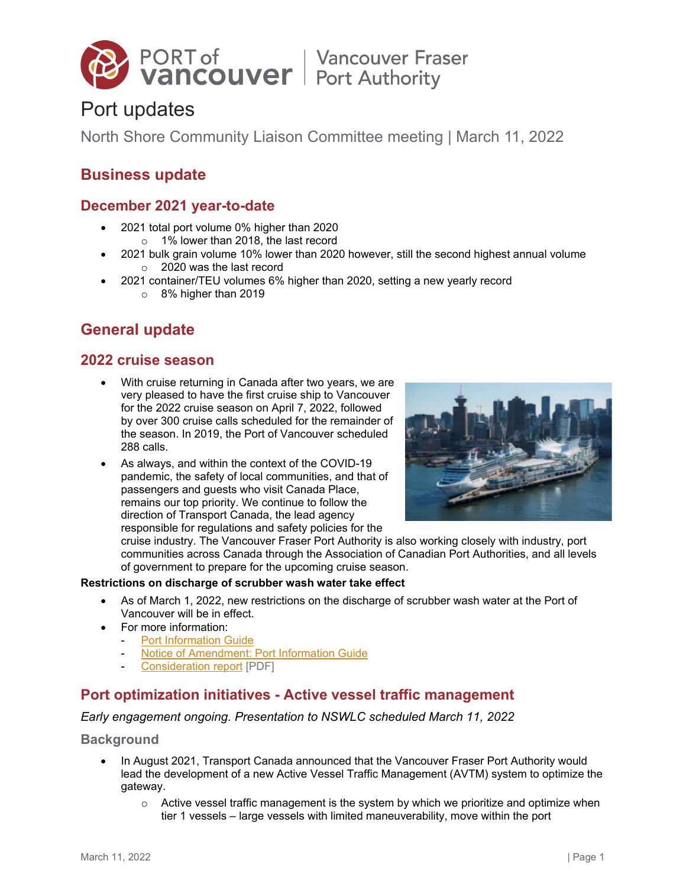# Port updates

North Shore Community Liaison Committee meeting | March 11, 2022

## Business update

### December 2021 year-to-date

- 2021 total port volume 0% higher than 2020
  - 1% lower than 2018, the last record
- 2021 bulk grain volume 10% lower than 2020 however, still the second highest annual volume
  - 2020 was the last record
- 2021 container/TEU volumes 6% higher than 2020, setting a new yearly record
  - 8% higher than 2019

## General update

### 2022 cruise season

- With cruise returning in Canada after two years, we are very pleased to have the first cruise ship to Vancouver for the 2022 cruise season on April 7, 2022, followed by over 300 cruise calls scheduled for the remainder of the season. In 2019, the Port of Vancouver scheduled 288 calls.
- As always, and within the context of the COVID-19 pandemic, the safety of local communities, and that of passengers and guests who visit Canada Place, remains our top priority. We continue to follow the direction of Transport Canada, the lead agency responsible for regulations and safety policies for the cruise industry. The Vancouver Fraser Port Authority is also working closely with industry, port communities across Canada through the Association of Canadian Port Authorities, and all levels of government to prepare for the upcoming cruise season.

**Restrictions on discharge of scrubber wash water take effect**

- As of March 1, 2022, new restrictions on the discharge of scrubber wash water at the Port of Vancouver will be in effect.
- For more information:
  - Port Information Guide
  - Notice of Amendment: Port Information Guide
  - Consideration report [PDF]

## Port optimization initiatives - Active vessel traffic management

*Early engagement ongoing. Presentation to NSWLC scheduled March 11, 2022*

### Background

- In August 2021, Transport Canada announced that the Vancouver Fraser Port Authority would lead the development of a new Active Vessel Traffic Management (AVTM) system to optimize the gateway.
  - Active vessel traffic management is the system by which we prioritize and optimize when tier 1 vessels – large vessels with limited maneuverability, move within the port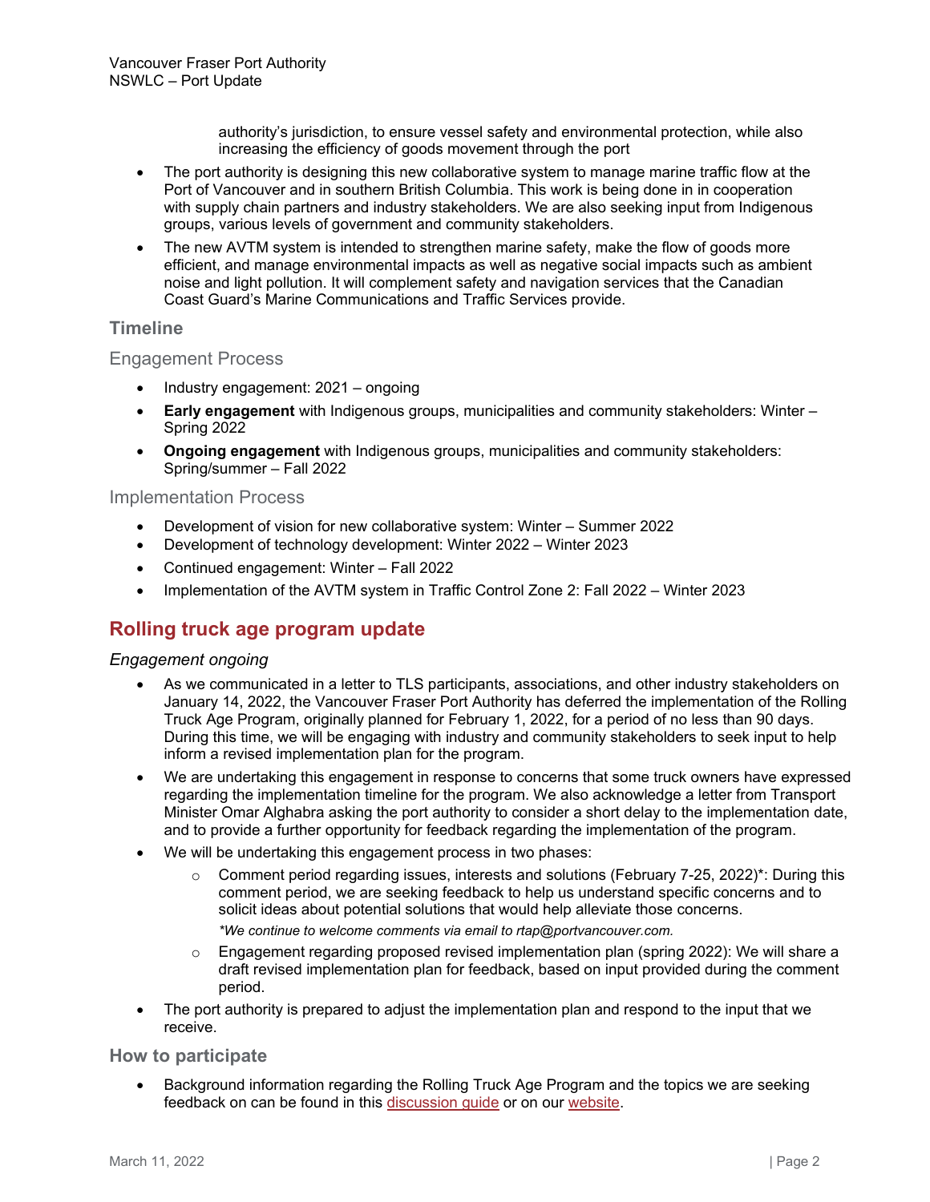authority's jurisdiction, to ensure vessel safety and environmental protection, while also increasing the efficiency of goods movement through the port

- The port authority is designing this new collaborative system to manage marine traffic flow at the Port of Vancouver and in southern British Columbia. This work is being done in in cooperation with supply chain partners and industry stakeholders. We are also seeking input from Indigenous groups, various levels of government and community stakeholders.
- The new AVTM system is intended to strengthen marine safety, make the flow of goods more efficient, and manage environmental impacts as well as negative social impacts such as ambient noise and light pollution. It will complement safety and navigation services that the Canadian Coast Guard's Marine Communications and Traffic Services provide.

### Timeline

#### Engagement Process

- Industry engagement: 2021 – ongoing
- **Early engagement** with Indigenous groups, municipalities and community stakeholders: Winter – Spring 2022
- **Ongoing engagement** with Indigenous groups, municipalities and community stakeholders: Spring/summer – Fall 2022

#### Implementation Process

- Development of vision for new collaborative system: Winter – Summer 2022
- Development of technology development: Winter 2022 – Winter 2023
- Continued engagement: Winter – Fall 2022
- Implementation of the AVTM system in Traffic Control Zone 2: Fall 2022 – Winter 2023

## Rolling truck age program update

*Engagement ongoing*

- As we communicated in a letter to TLS participants, associations, and other industry stakeholders on January 14, 2022, the Vancouver Fraser Port Authority has deferred the implementation of the Rolling Truck Age Program, originally planned for February 1, 2022, for a period of no less than 90 days. During this time, we will be engaging with industry and community stakeholders to seek input to help inform a revised implementation plan for the program.
- We are undertaking this engagement in response to concerns that some truck owners have expressed regarding the implementation timeline for the program. We also acknowledge a letter from Transport Minister Omar Alghabra asking the port authority to consider a short delay to the implementation date, and to provide a further opportunity for feedback regarding the implementation of the program.
- We will be undertaking this engagement process in two phases:
  - Comment period regarding issues, interests and solutions (February 7-25, 2022)*: During this comment period, we are seeking feedback to help us understand specific concerns and to solicit ideas about potential solutions that would help alleviate those concerns.

    *\*We continue to welcome comments via email to rtap@portvancouver.com.*
  - Engagement regarding proposed revised implementation plan (spring 2022): We will share a draft revised implementation plan for feedback, based on input provided during the comment period.
- The port authority is prepared to adjust the implementation plan and respond to the input that we receive.

### How to participate

- Background information regarding the Rolling Truck Age Program and the topics we are seeking feedback on can be found in this discussion guide or on our website.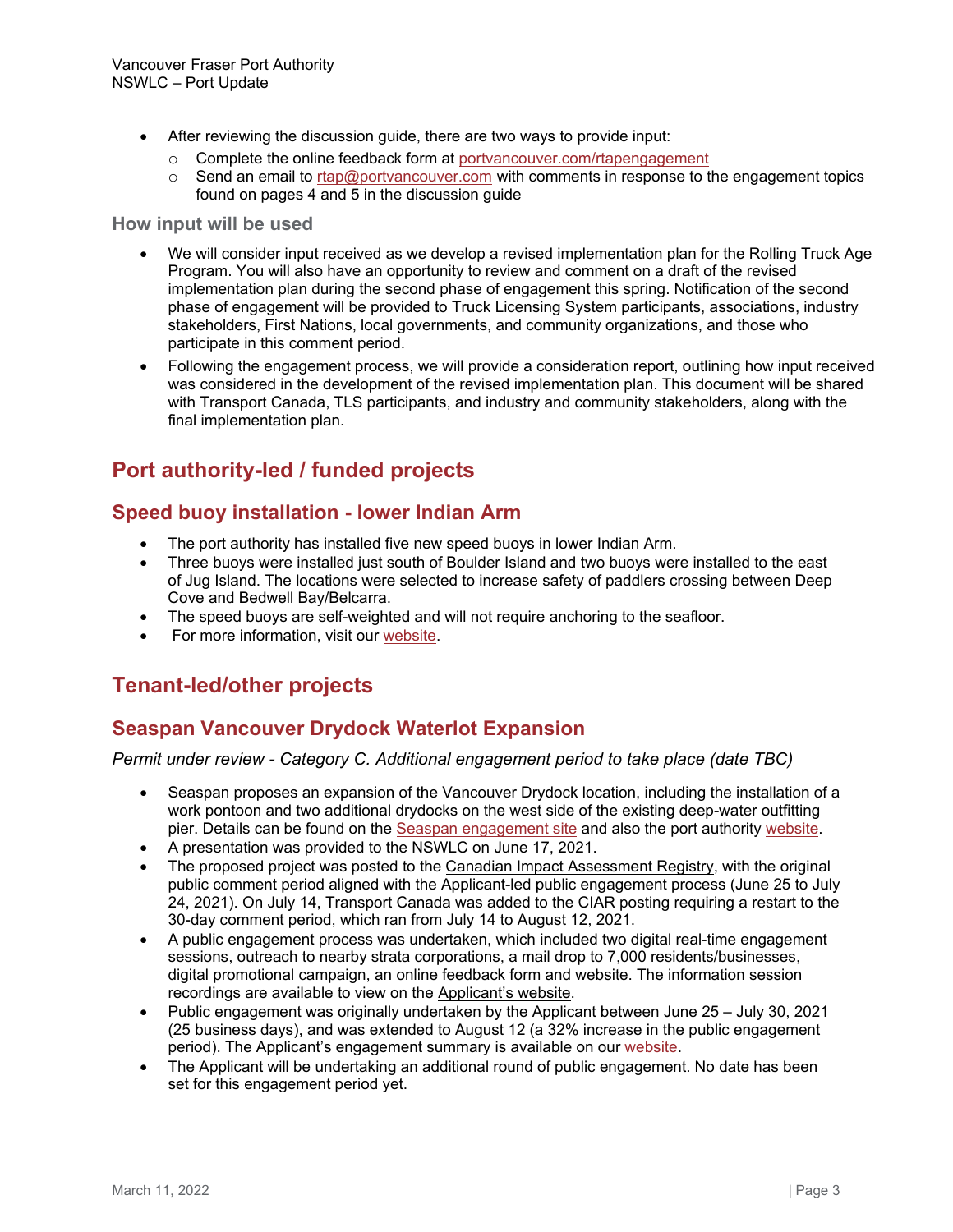- After reviewing the discussion guide, there are two ways to provide input:
    - Complete the online feedback form at portvancouver.com/rtapengagement
    - Send an email to rtap@portvancouver.com with comments in response to the engagement topics found on pages 4 and 5 in the discussion guide

### How input will be used

- We will consider input received as we develop a revised implementation plan for the Rolling Truck Age Program. You will also have an opportunity to review and comment on a draft of the revised implementation plan during the second phase of engagement this spring. Notification of the second phase of engagement will be provided to Truck Licensing System participants, associations, industry stakeholders, First Nations, local governments, and community organizations, and those who participate in this comment period.
- Following the engagement process, we will provide a consideration report, outlining how input received was considered in the development of the revised implementation plan. This document will be shared with Transport Canada, TLS participants, and industry and community stakeholders, along with the final implementation plan.

# Port authority-led / funded projects

## Speed buoy installation - lower Indian Arm

- The port authority has installed five new speed buoys in lower Indian Arm.
- Three buoys were installed just south of Boulder Island and two buoys were installed to the east of Jug Island. The locations were selected to increase safety of paddlers crossing between Deep Cove and Bedwell Bay/Belcarra.
- The speed buoys are self-weighted and will not require anchoring to the seafloor.
- For more information, visit our website.

# Tenant-led/other projects

## Seaspan Vancouver Drydock Waterlot Expansion

*Permit under review - Category C. Additional engagement period to take place (date TBC)*

- Seaspan proposes an expansion of the Vancouver Drydock location, including the installation of a work pontoon and two additional drydocks on the west side of the existing deep-water outfitting pier. Details can be found on the Seaspan engagement site and also the port authority website.
- A presentation was provided to the NSWLC on June 17, 2021.
- The proposed project was posted to the Canadian Impact Assessment Registry, with the original public comment period aligned with the Applicant-led public engagement process (June 25 to July 24, 2021). On July 14, Transport Canada was added to the CIAR posting requiring a restart to the 30-day comment period, which ran from July 14 to August 12, 2021.
- A public engagement process was undertaken, which included two digital real-time engagement sessions, outreach to nearby strata corporations, a mail drop to 7,000 residents/businesses, digital promotional campaign, an online feedback form and website. The information session recordings are available to view on the Applicant's website.
- Public engagement was originally undertaken by the Applicant between June 25 – July 30, 2021 (25 business days), and was extended to August 12 (a 32% increase in the public engagement period). The Applicant's engagement summary is available on our website.
- The Applicant will be undertaking an additional round of public engagement. No date has been set for this engagement period yet.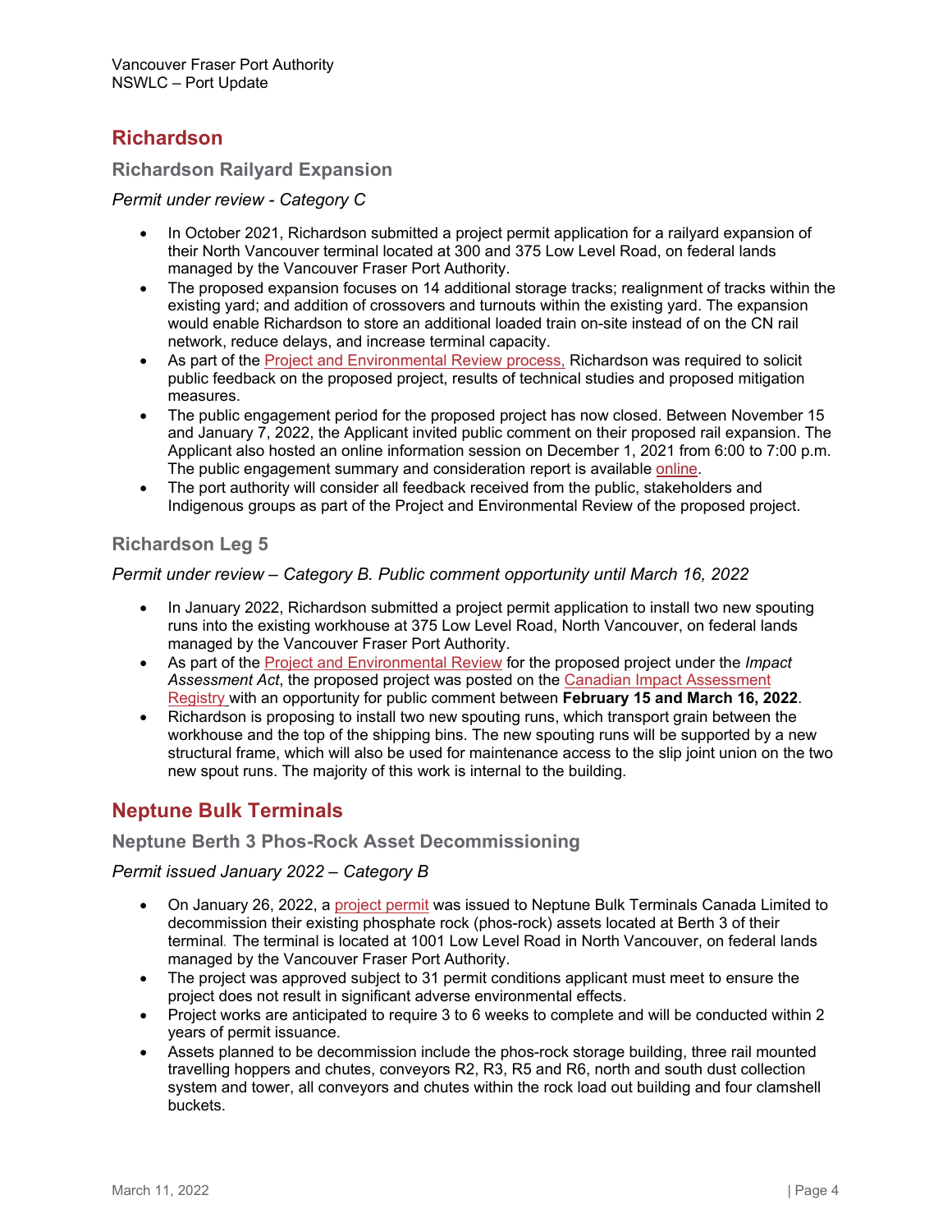## Richardson

### Richardson Railyard Expansion

*Permit under review - Category C*

- In October 2021, Richardson submitted a project permit application for a railyard expansion of their North Vancouver terminal located at 300 and 375 Low Level Road, on federal lands managed by the Vancouver Fraser Port Authority.
- The proposed expansion focuses on 14 additional storage tracks; realignment of tracks within the existing yard; and addition of crossovers and turnouts within the existing yard. The expansion would enable Richardson to store an additional loaded train on-site instead of on the CN rail network, reduce delays, and increase terminal capacity.
- As part of the Project and Environmental Review process, Richardson was required to solicit public feedback on the proposed project, results of technical studies and proposed mitigation measures.
- The public engagement period for the proposed project has now closed. Between November 15 and January 7, 2022, the Applicant invited public comment on their proposed rail expansion. The Applicant also hosted an online information session on December 1, 2021 from 6:00 to 7:00 p.m. The public engagement summary and consideration report is available online.
- The port authority will consider all feedback received from the public, stakeholders and Indigenous groups as part of the Project and Environmental Review of the proposed project.

### Richardson Leg 5

*Permit under review – Category B. Public comment opportunity until March 16, 2022*

- In January 2022, Richardson submitted a project permit application to install two new spouting runs into the existing workhouse at 375 Low Level Road, North Vancouver, on federal lands managed by the Vancouver Fraser Port Authority.
- As part of the Project and Environmental Review for the proposed project under the *Impact Assessment Act*, the proposed project was posted on the Canadian Impact Assessment Registry with an opportunity for public comment between **February 15 and March 16, 2022**.
- Richardson is proposing to install two new spouting runs, which transport grain between the workhouse and the top of the shipping bins. The new spouting runs will be supported by a new structural frame, which will also be used for maintenance access to the slip joint union on the two new spout runs. The majority of this work is internal to the building.

## Neptune Bulk Terminals

### Neptune Berth 3 Phos-Rock Asset Decommissioning

*Permit issued January 2022 – Category B*

- On January 26, 2022, a project permit was issued to Neptune Bulk Terminals Canada Limited to decommission their existing phosphate rock (phos-rock) assets located at Berth 3 of their terminal. The terminal is located at 1001 Low Level Road in North Vancouver, on federal lands managed by the Vancouver Fraser Port Authority.
- The project was approved subject to 31 permit conditions applicant must meet to ensure the project does not result in significant adverse environmental effects.
- Project works are anticipated to require 3 to 6 weeks to complete and will be conducted within 2 years of permit issuance.
- Assets planned to be decommission include the phos-rock storage building, three rail mounted travelling hoppers and chutes, conveyors R2, R3, R5 and R6, north and south dust collection system and tower, all conveyors and chutes within the rock load out building and four clamshell buckets.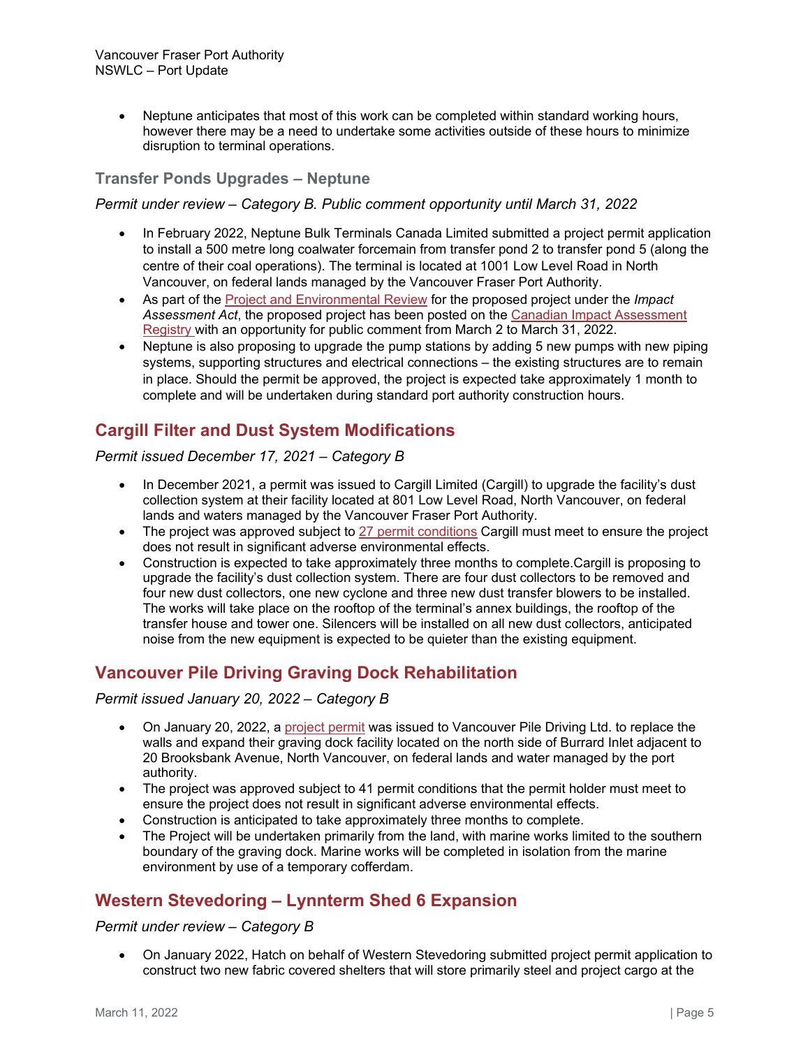- Neptune anticipates that most of this work can be completed within standard working hours, however there may be a need to undertake some activities outside of these hours to minimize disruption to terminal operations.

### Transfer Ponds Upgrades – Neptune

*Permit under review – Category B. Public comment opportunity until March 31, 2022*

- In February 2022, Neptune Bulk Terminals Canada Limited submitted a project permit application to install a 500 metre long coalwater forcemain from transfer pond 2 to transfer pond 5 (along the centre of their coal operations). The terminal is located at 1001 Low Level Road in North Vancouver, on federal lands managed by the Vancouver Fraser Port Authority.
- As part of the Project and Environmental Review for the proposed project under the *Impact Assessment Act*, the proposed project has been posted on the Canadian Impact Assessment Registry with an opportunity for public comment from March 2 to March 31, 2022.
- Neptune is also proposing to upgrade the pump stations by adding 5 new pumps with new piping systems, supporting structures and electrical connections – the existing structures are to remain in place. Should the permit be approved, the project is expected take approximately 1 month to complete and will be undertaken during standard port authority construction hours.

## Cargill Filter and Dust System Modifications

*Permit issued December 17, 2021 – Category B*

- In December 2021, a permit was issued to Cargill Limited (Cargill) to upgrade the facility's dust collection system at their facility located at 801 Low Level Road, North Vancouver, on federal lands and waters managed by the Vancouver Fraser Port Authority.
- The project was approved subject to 27 permit conditions Cargill must meet to ensure the project does not result in significant adverse environmental effects.
- Construction is expected to take approximately three months to complete.Cargill is proposing to upgrade the facility's dust collection system. There are four dust collectors to be removed and four new dust collectors, one new cyclone and three new dust transfer blowers to be installed. The works will take place on the rooftop of the terminal's annex buildings, the rooftop of the transfer house and tower one. Silencers will be installed on all new dust collectors, anticipated noise from the new equipment is expected to be quieter than the existing equipment.

## Vancouver Pile Driving Graving Dock Rehabilitation

*Permit issued January 20, 2022 – Category B*

- On January 20, 2022, a project permit was issued to Vancouver Pile Driving Ltd. to replace the walls and expand their graving dock facility located on the north side of Burrard Inlet adjacent to 20 Brooksbank Avenue, North Vancouver, on federal lands and water managed by the port authority.
- The project was approved subject to 41 permit conditions that the permit holder must meet to ensure the project does not result in significant adverse environmental effects.
- Construction is anticipated to take approximately three months to complete.
- The Project will be undertaken primarily from the land, with marine works limited to the southern boundary of the graving dock. Marine works will be completed in isolation from the marine environment by use of a temporary cofferdam.

## Western Stevedoring – Lynnterm Shed 6 Expansion

*Permit under review – Category B*

- On January 2022, Hatch on behalf of Western Stevedoring submitted project permit application to construct two new fabric covered shelters that will store primarily steel and project cargo at the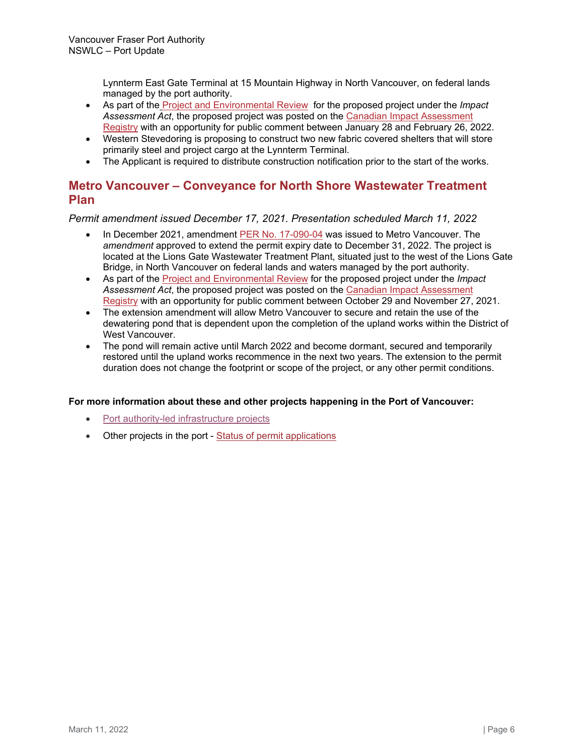Lynnterm East Gate Terminal at 15 Mountain Highway in North Vancouver, on federal lands managed by the port authority.

- As part of the Project and Environmental Review for the proposed project under the *Impact Assessment Act*, the proposed project was posted on the Canadian Impact Assessment Registry with an opportunity for public comment between January 28 and February 26, 2022.
- Western Stevedoring is proposing to construct two new fabric covered shelters that will store primarily steel and project cargo at the Lynnterm Terminal.
- The Applicant is required to distribute construction notification prior to the start of the works.

## Metro Vancouver – Conveyance for North Shore Wastewater Treatment Plan

*Permit amendment issued December 17, 2021. Presentation scheduled March 11, 2022*

- In December 2021, amendment PER No. 17-090-04 was issued to Metro Vancouver. The *amendment* approved to extend the permit expiry date to December 31, 2022. The project is located at the Lions Gate Wastewater Treatment Plant, situated just to the west of the Lions Gate Bridge, in North Vancouver on federal lands and waters managed by the port authority.
- As part of the Project and Environmental Review for the proposed project under the *Impact Assessment Act*, the proposed project was posted on the Canadian Impact Assessment Registry with an opportunity for public comment between October 29 and November 27, 2021.
- The extension amendment will allow Metro Vancouver to secure and retain the use of the dewatering pond that is dependent upon the completion of the upland works within the District of West Vancouver.
- The pond will remain active until March 2022 and become dormant, secured and temporarily restored until the upland works recommence in the next two years. The extension to the permit duration does not change the footprint or scope of the project, or any other permit conditions.

**For more information about these and other projects happening in the Port of Vancouver:**

- Port authority-led infrastructure projects
- Other projects in the port - Status of permit applications